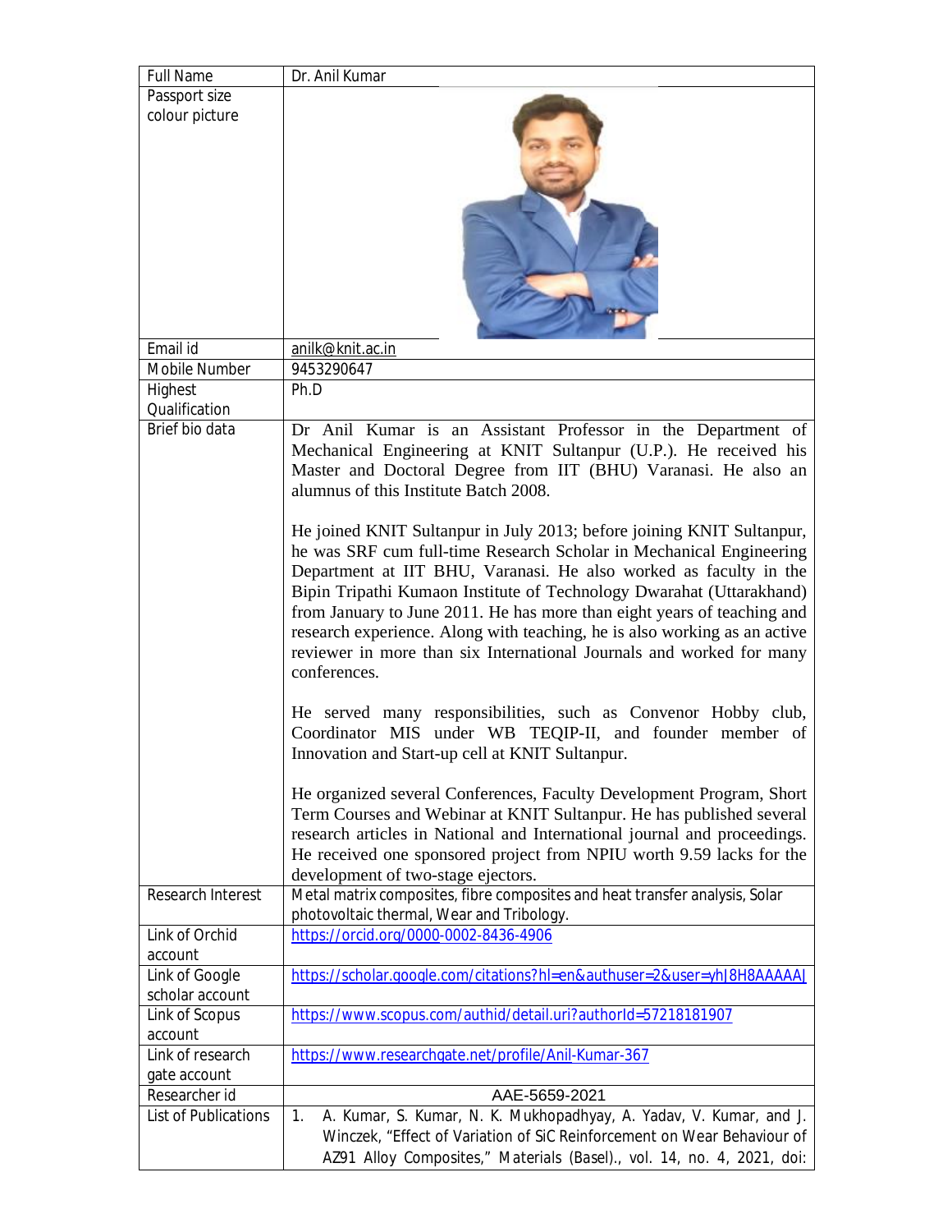| Full Name | Dr. Anil Kumar |
|---|---|
| Passport size colour picture | |
| Email id | anilk@knit.ac.in |
| Mobile Number | 9453290647 |
| Highest Qualification | Ph.D |
| Brief bio data | Dr Anil Kumar is an Assistant Professor in the Department of Mechanical Engineering at KNIT Sultanpur (U.P.). He received his Master and Doctoral Degree from IIT (BHU) Varanasi. He also an alumnus of this Institute Batch 2008.<br><br>He joined KNIT Sultanpur in July 2013; before joining KNIT Sultanpur, he was SRF cum full-time Research Scholar in Mechanical Engineering Department at IIT BHU, Varanasi. He also worked as faculty in the Bipin Tripathi Kumaon Institute of Technology Dwarahat (Uttarakhand) from January to June 2011. He has more than eight years of teaching and research experience. Along with teaching, he is also working as an active reviewer in more than six International Journals and worked for many conferences.<br><br>He served many responsibilities, such as Convenor Hobby club, Coordinator MIS under WB TEQIP-II, and founder member of Innovation and Start-up cell at KNIT Sultanpur.<br><br>He organized several Conferences, Faculty Development Program, Short Term Courses and Webinar at KNIT Sultanpur. He has published several research articles in National and International journal and proceedings. He received one sponsored project from NPIU worth 9.59 lacks for the development of two-stage ejectors. |
| Research Interest | Metal matrix composites, fibre composites and heat transfer analysis, Solar photovoltaic thermal, Wear and Tribology. |
| Link of Orchid account | https://orcid.org/0000-0002-8436-4906 |
| Link of Google scholar account | https://scholar.google.com/citations?hl=en&authuser=2&user=yhJ8H8AAAAAJ |
| Link of Scopus account | https://www.scopus.com/authid/detail.uri?authorId=57218181907 |
| Link of research gate account | https://www.researchgate.net/profile/Anil-Kumar-367 |
| Researcher id | AAE-5659-2021 |
| List of Publications | 1. A. Kumar, S. Kumar, N. K. Mukhopadhyay, A. Yadav, V. Kumar, and J. Winczek, "Effect of Variation of SiC Reinforcement on Wear Behaviour of AZ91 Alloy Composites," Materials (Basel)., vol. 14, no. 4, 2021, doi: |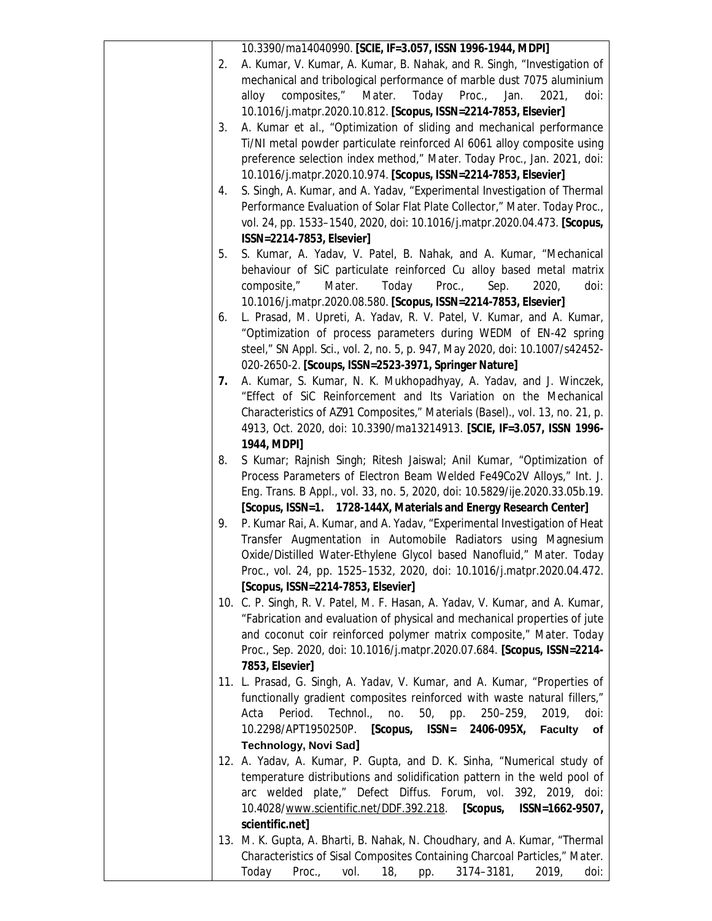| | 10.3390/ma14040990. **[SCIE, IF=3.057, ISSN 1996-1944, MDPI]**<br>2. A. Kumar, V. Kumar, A. Kumar, B. Nahak, and R. Singh, "Investigation of mechanical and tribological performance of marble dust 7075 aluminium alloy composites," Mater. Today Proc., Jan. 2021, doi: 10.1016/j.matpr.2020.10.812. **[Scopus, ISSN=2214-7853, Elsevier]**<br>3. A. Kumar et al., "Optimization of sliding and mechanical performance Ti/NI metal powder particulate reinforced Al 6061 alloy composite using preference selection index method," Mater. Today Proc., Jan. 2021, doi: 10.1016/j.matpr.2020.10.974. **[Scopus, ISSN=2214-7853, Elsevier]**<br>4. S. Singh, A. Kumar, and A. Yadav, "Experimental Investigation of Thermal Performance Evaluation of Solar Flat Plate Collector," Mater. Today Proc., vol. 24, pp. 1533–1540, 2020, doi: 10.1016/j.matpr.2020.04.473. **[Scopus, ISSN=2214-7853, Elsevier]**<br>5. S. Kumar, A. Yadav, V. Patel, B. Nahak, and A. Kumar, "Mechanical behaviour of SiC particulate reinforced Cu alloy based metal matrix composite," Mater. Today Proc., Sep. 2020, doi: 10.1016/j.matpr.2020.08.580. **[Scopus, ISSN=2214-7853, Elsevier]**<br>6. L. Prasad, M. Upreti, A. Yadav, R. V. Patel, V. Kumar, and A. Kumar, "Optimization of process parameters during WEDM of EN-42 spring steel," SN Appl. Sci., vol. 2, no. 5, p. 947, May 2020, doi: 10.1007/s42452-020-2650-2. **[Scoups, ISSN=2523-3971, Springer Nature]**<br>**7.** A. Kumar, S. Kumar, N. K. Mukhopadhyay, A. Yadav, and J. Winczek, "Effect of SiC Reinforcement and Its Variation on the Mechanical Characteristics of AZ91 Composites," Materials (Basel)., vol. 13, no. 21, p. 4913, Oct. 2020, doi: 10.3390/ma13214913. **[SCIE, IF=3.057, ISSN 1996-1944, MDPI]**<br>8. S Kumar; Rajnish Singh; Ritesh Jaiswal; Anil Kumar, "Optimization of Process Parameters of Electron Beam Welded Fe49Co2V Alloys," Int. J. Eng. Trans. B Appl., vol. 33, no. 5, 2020, doi: 10.5829/ije.2020.33.05b.19. **[Scopus, ISSN=1. 1728-144X, Materials and Energy Research Center]**<br>9. P. Kumar Rai, A. Kumar, and A. Yadav, "Experimental Investigation of Heat Transfer Augmentation in Automobile Radiators using Magnesium Oxide/Distilled Water-Ethylene Glycol based Nanofluid," Mater. Today Proc., vol. 24, pp. 1525–1532, 2020, doi: 10.1016/j.matpr.2020.04.472. **[Scopus, ISSN=2214-7853, Elsevier]**<br>10. C. P. Singh, R. V. Patel, M. F. Hasan, A. Yadav, V. Kumar, and A. Kumar, "Fabrication and evaluation of physical and mechanical properties of jute and coconut coir reinforced polymer matrix composite," Mater. Today Proc., Sep. 2020, doi: 10.1016/j.matpr.2020.07.684. **[Scopus, ISSN=2214-7853, Elsevier]**<br>11. L. Prasad, G. Singh, A. Yadav, V. Kumar, and A. Kumar, "Properties of functionally gradient composites reinforced with waste natural fillers," Acta Period. Technol., no. 50, pp. 250–259, 2019, doi: 10.2298/APT1950250P. **[Scopus, ISSN= 2406-095X, Faculty of Technology, Novi Sad]**<br>12. A. Yadav, A. Kumar, P. Gupta, and D. K. Sinha, "Numerical study of temperature distributions and solidification pattern in the weld pool of arc welded plate," Defect Diffus. Forum, vol. 392, 2019, doi: 10.4028/www.scientific.net/DDF.392.218. **[Scopus, ISSN=1662-9507, scientific.net]**<br>13. M. K. Gupta, A. Bharti, B. Nahak, N. Choudhary, and A. Kumar, "Thermal Characteristics of Sisal Composites Containing Charcoal Particles," Mater. Today Proc., vol. 18, pp. 3174–3181, 2019, doi: |
|---|---|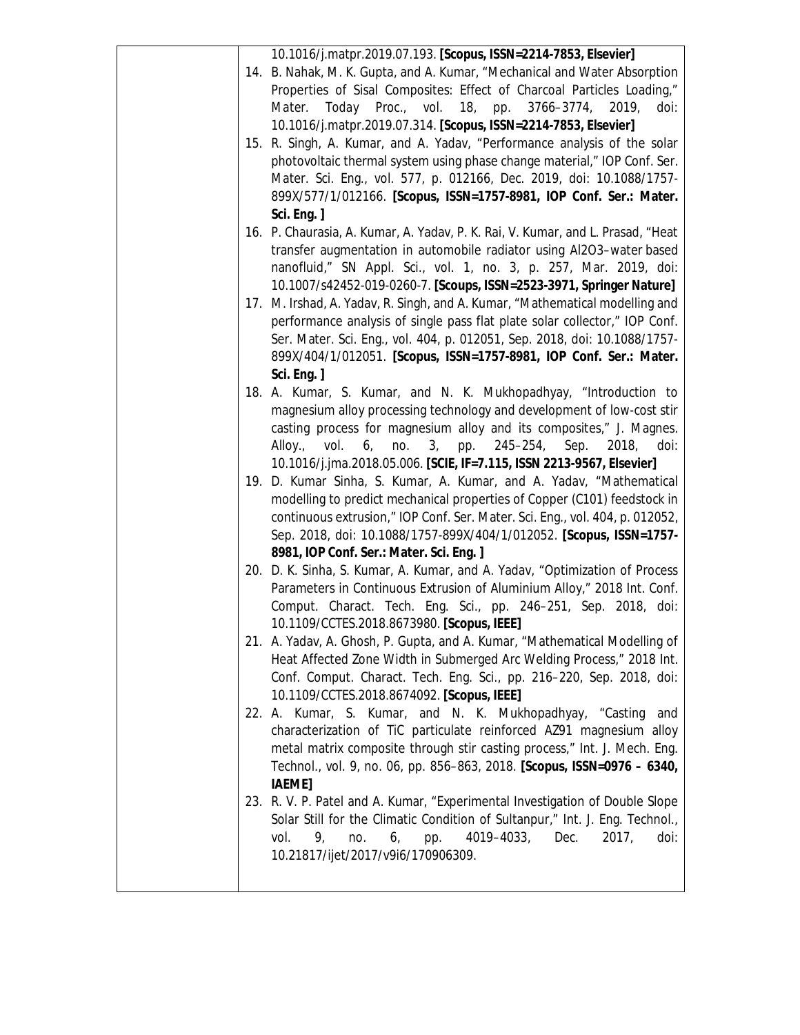10.1016/j.matpr.2019.07.193. **[Scopus, ISSN=2214-7853, Elsevier]**

14. B. Nahak, M. K. Gupta, and A. Kumar, "Mechanical and Water Absorption Properties of Sisal Composites: Effect of Charcoal Particles Loading," Mater. Today Proc., vol. 18, pp. 3766–3774, 2019, doi: 10.1016/j.matpr.2019.07.314. **[Scopus, ISSN=2214-7853, Elsevier]**
15. R. Singh, A. Kumar, and A. Yadav, "Performance analysis of the solar photovoltaic thermal system using phase change material," IOP Conf. Ser. Mater. Sci. Eng., vol. 577, p. 012166, Dec. 2019, doi: 10.1088/1757-899X/577/1/012166. **[Scopus, ISSN=1757-8981, IOP Conf. Ser.: Mater. Sci. Eng. ]**
16. P. Chaurasia, A. Kumar, A. Yadav, P. K. Rai, V. Kumar, and L. Prasad, "Heat transfer augmentation in automobile radiator using Al2O3–water based nanofluid," SN Appl. Sci., vol. 1, no. 3, p. 257, Mar. 2019, doi: 10.1007/s42452-019-0260-7. **[Scoups, ISSN=2523-3971, Springer Nature]**
17. M. Irshad, A. Yadav, R. Singh, and A. Kumar, "Mathematical modelling and performance analysis of single pass flat plate solar collector," IOP Conf. Ser. Mater. Sci. Eng., vol. 404, p. 012051, Sep. 2018, doi: 10.1088/1757-899X/404/1/012051. **[Scopus, ISSN=1757-8981, IOP Conf. Ser.: Mater. Sci. Eng. ]**
18. A. Kumar, S. Kumar, and N. K. Mukhopadhyay, "Introduction to magnesium alloy processing technology and development of low-cost stir casting process for magnesium alloy and its composites," J. Magnes. Alloy., vol. 6, no. 3, pp. 245–254, Sep. 2018, doi: 10.1016/j.jma.2018.05.006. **[SCIE, IF=7.115, ISSN 2213-9567, Elsevier]**
19. D. Kumar Sinha, S. Kumar, A. Kumar, and A. Yadav, "Mathematical modelling to predict mechanical properties of Copper (C101) feedstock in continuous extrusion," IOP Conf. Ser. Mater. Sci. Eng., vol. 404, p. 012052, Sep. 2018, doi: 10.1088/1757-899X/404/1/012052. **[Scopus, ISSN=1757-8981, IOP Conf. Ser.: Mater. Sci. Eng. ]**
20. D. K. Sinha, S. Kumar, A. Kumar, and A. Yadav, "Optimization of Process Parameters in Continuous Extrusion of Aluminium Alloy," 2018 Int. Conf. Comput. Charact. Tech. Eng. Sci., pp. 246–251, Sep. 2018, doi: 10.1109/CCTES.2018.8673980. **[Scopus, IEEE]**
21. A. Yadav, A. Ghosh, P. Gupta, and A. Kumar, "Mathematical Modelling of Heat Affected Zone Width in Submerged Arc Welding Process," 2018 Int. Conf. Comput. Charact. Tech. Eng. Sci., pp. 216–220, Sep. 2018, doi: 10.1109/CCTES.2018.8674092. **[Scopus, IEEE]**
22. A. Kumar, S. Kumar, and N. K. Mukhopadhyay, "Casting and characterization of TiC particulate reinforced AZ91 magnesium alloy metal matrix composite through stir casting process," Int. J. Mech. Eng. Technol., vol. 9, no. 06, pp. 856–863, 2018. **[Scopus, ISSN=0976 – 6340, IAEME]**
23. R. V. P. Patel and A. Kumar, "Experimental Investigation of Double Slope Solar Still for the Climatic Condition of Sultanpur," Int. J. Eng. Technol., vol. 9, no. 6, pp. 4019–4033, Dec. 2017, doi: 10.21817/ijet/2017/v9i6/170906309.